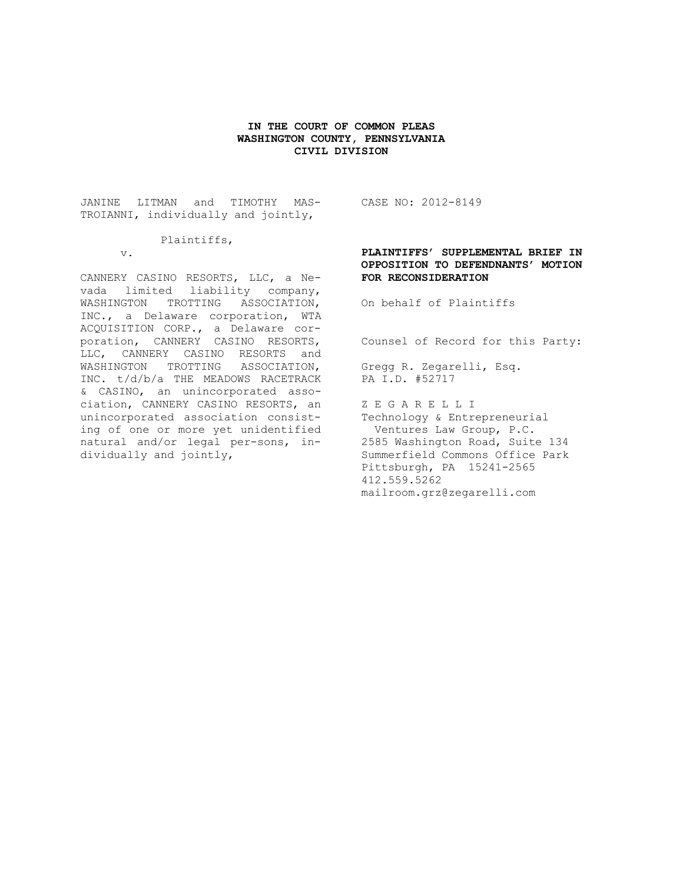**IN THE COURT OF COMMON PLEAS**
**WASHINGTON COUNTY, PENNSYLVANIA**
**CIVIL DIVISION**

JANINE LITMAN and TIMOTHY MASTROIANNI, individually and jointly,

Plaintiffs,

v.

CANNERY CASINO RESORTS, LLC, a Nevada limited liability company, WASHINGTON TROTTING ASSOCIATION, INC., a Delaware corporation, WTA ACQUISITION CORP., a Delaware corporation, CANNERY CASINO RESORTS, LLC, CANNERY CASINO RESORTS and WASHINGTON TROTTING ASSOCIATION, INC. t/d/b/a THE MEADOWS RACETRACK & CASINO, an unincorporated association, CANNERY CASINO RESORTS, an unincorporated association consisting of one or more yet unidentified natural and/or legal per-sons, individually and jointly,

CASE NO: 2012-8149

**PLAINTIFFS' SUPPLEMENTAL BRIEF IN OPPOSITION TO DEFENDNANTS' MOTION FOR RECONSIDERATION**

On behalf of Plaintiffs

Counsel of Record for this Party:

Gregg R. Zegarelli, Esq.
PA I.D. #52717

Z E G A R E L L I
Technology & Entrepreneurial
Ventures Law Group, P.C.
2585 Washington Road, Suite 134
Summerfield Commons Office Park
Pittsburgh, PA 15241-2565
412.559.5262
mailroom.grz@zegarelli.com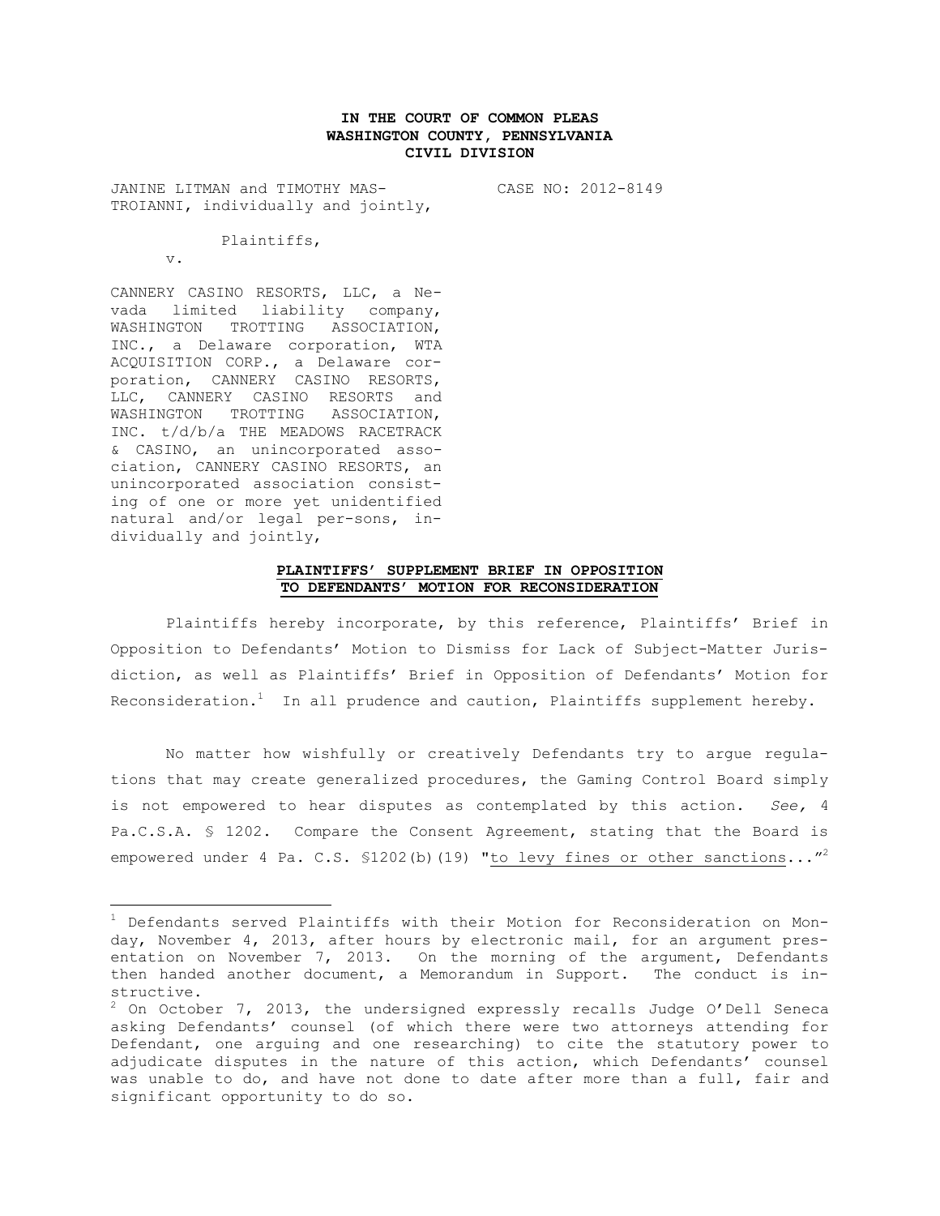**IN THE COURT OF COMMON PLEAS**
**WASHINGTON COUNTY, PENNSYLVANIA**
**CIVIL DIVISION**

JANINE LITMAN and TIMOTHY MASTROIANNI, individually and jointly,

Plaintiffs,

v.

CANNERY CASINO RESORTS, LLC, a Nevada limited liability company, WASHINGTON TROTTING ASSOCIATION, INC., a Delaware corporation, WTA ACQUISITION CORP., a Delaware corporation, CANNERY CASINO RESORTS, LLC, CANNERY CASINO RESORTS and WASHINGTON TROTTING ASSOCIATION, INC. t/d/b/a THE MEADOWS RACETRACK & CASINO, an unincorporated association, CANNERY CASINO RESORTS, an unincorporated association consisting of one or more yet unidentified natural and/or legal per-sons, individually and jointly,

CASE NO: 2012-8149

**PLAINTIFFS' SUPPLEMENT BRIEF IN OPPOSITION TO DEFENDANTS' MOTION FOR RECONSIDERATION**

Plaintiffs hereby incorporate, by this reference, Plaintiffs' Brief in Opposition to Defendants' Motion to Dismiss for Lack of Subject-Matter Jurisdiction, as well as Plaintiffs' Brief in Opposition of Defendants' Motion for Reconsideration.[1] In all prudence and caution, Plaintiffs supplement hereby.

No matter how wishfully or creatively Defendants try to argue regulations that may create generalized procedures, the Gaming Control Board simply is not empowered to hear disputes as contemplated by this action. *See,* 4 Pa.C.S.A. § 1202. Compare the Consent Agreement, stating that the Board is empowered under 4 Pa. C.S. §1202(b)(19) "to levy fines or other sanctions..."[2]

[1] Defendants served Plaintiffs with their Motion for Reconsideration on Monday, November 4, 2013, after hours by electronic mail, for an argument presentation on November 7, 2013. On the morning of the argument, Defendants then handed another document, a Memorandum in Support. The conduct is instructive.

[2] On October 7, 2013, the undersigned expressly recalls Judge O'Dell Seneca asking Defendants' counsel (of which there were two attorneys attending for Defendant, one arguing and one researching) to cite the statutory power to adjudicate disputes in the nature of this action, which Defendants' counsel was unable to do, and have not done to date after more than a full, fair and significant opportunity to do so.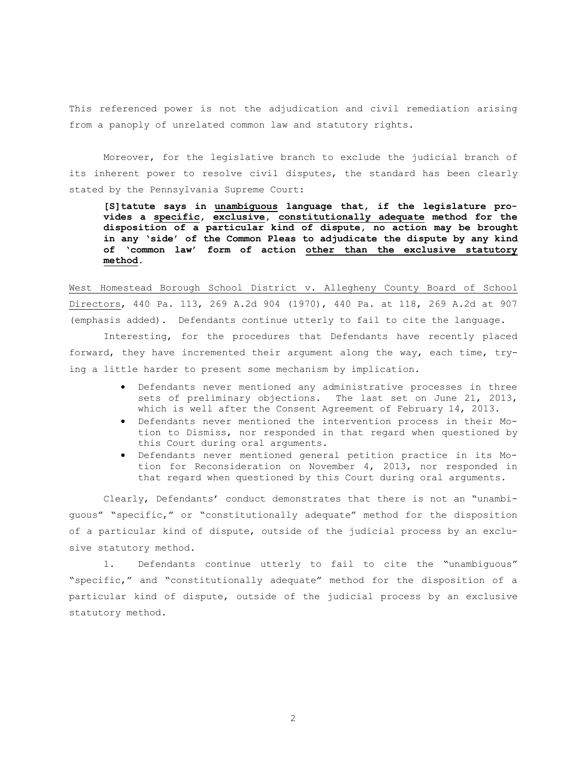This referenced power is not the adjudication and civil remediation arising from a panoply of unrelated common law and statutory rights.

Moreover, for the legislative branch to exclude the judicial branch of its inherent power to resolve civil disputes, the standard has been clearly stated by the Pennsylvania Supreme Court:

> **[S]tatute says in <u>unambiguous</u> language that, if the legislature provides a <u>specific</u>, <u>exclusive</u>, <u>constitutionally adequate</u> method for the disposition of a particular kind of dispute, no action may be brought in any 'side' of the Common Pleas to adjudicate the dispute by any kind of 'common law' form of action <u>other than the exclusive statutory method</u>.**

<u>West Homestead Borough School District v. Allegheny County Board of School Directors</u>, 440 Pa. 113, 269 A.2d 904 (1970), 440 Pa. at 118, 269 A.2d at 907 (emphasis added). Defendants continue utterly to fail to cite the language.

Interesting, for the procedures that Defendants have recently placed forward, they have incremented their argument along the way, each time, trying a little harder to present some mechanism by implication.

- Defendants never mentioned any administrative processes in three sets of preliminary objections. The last set on June 21, 2013, which is well after the Consent Agreement of February 14, 2013.
- Defendants never mentioned the intervention process in their Motion to Dismiss, nor responded in that regard when questioned by this Court during oral arguments.
- Defendants never mentioned general petition practice in its Motion for Reconsideration on November 4, 2013, nor responded in that regard when questioned by this Court during oral arguments.

Clearly, Defendants' conduct demonstrates that there is not an "unambiguous" "specific," or "constitutionally adequate" method for the disposition of a particular kind of dispute, outside of the judicial process by an exclusive statutory method.

1. Defendants continue utterly to fail to cite the "unambiguous" "specific," and "constitutionally adequate" method for the disposition of a particular kind of dispute, outside of the judicial process by an exclusive statutory method.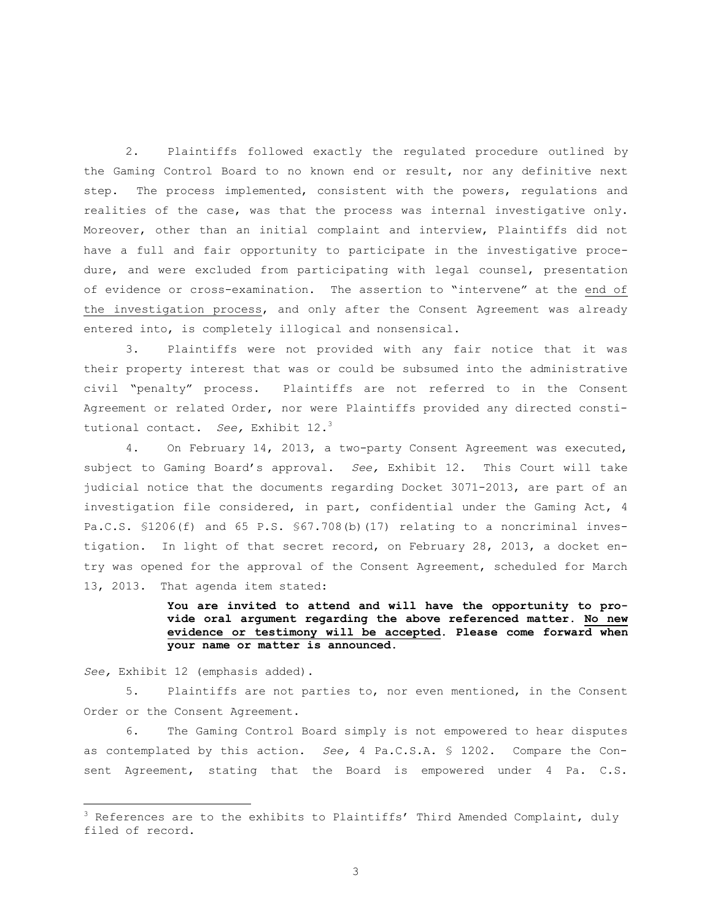2. Plaintiffs followed exactly the regulated procedure outlined by the Gaming Control Board to no known end or result, nor any definitive next step. The process implemented, consistent with the powers, regulations and realities of the case, was that the process was internal investigative only. Moreover, other than an initial complaint and interview, Plaintiffs did not have a full and fair opportunity to participate in the investigative procedure, and were excluded from participating with legal counsel, presentation of evidence or cross-examination. The assertion to "intervene" at the <u>end of the investigation process</u>, and only after the Consent Agreement was already entered into, is completely illogical and nonsensical.

3. Plaintiffs were not provided with any fair notice that it was their property interest that was or could be subsumed into the administrative civil "penalty" process. Plaintiffs are not referred to in the Consent Agreement or related Order, nor were Plaintiffs provided any directed constitutional contact. *See,* Exhibit 12.[3]

4. On February 14, 2013, a two-party Consent Agreement was executed, subject to Gaming Board's approval. *See,* Exhibit 12. This Court will take judicial notice that the documents regarding Docket 3071-2013, are part of an investigation file considered, in part, confidential under the Gaming Act, 4 Pa.C.S. §1206(f) and 65 P.S. §67.708(b)(17) relating to a noncriminal investigation. In light of that secret record, on February 28, 2013, a docket entry was opened for the approval of the Consent Agreement, scheduled for March 13, 2013. That agenda item stated:

> **You are invited to attend and will have the opportunity to provide oral argument regarding the above referenced matter. <u>No new evidence or testimony will be accepted</u>. Please come forward when your name or matter is announced.**

*See,* Exhibit 12 (emphasis added).

5. Plaintiffs are not parties to, nor even mentioned, in the Consent Order or the Consent Agreement.

6. The Gaming Control Board simply is not empowered to hear disputes as contemplated by this action. *See,* 4 Pa.C.S.A. § 1202. Compare the Consent Agreement, stating that the Board is empowered under 4 Pa. C.S.

---

[3] References are to the exhibits to Plaintiffs' Third Amended Complaint, duly filed of record.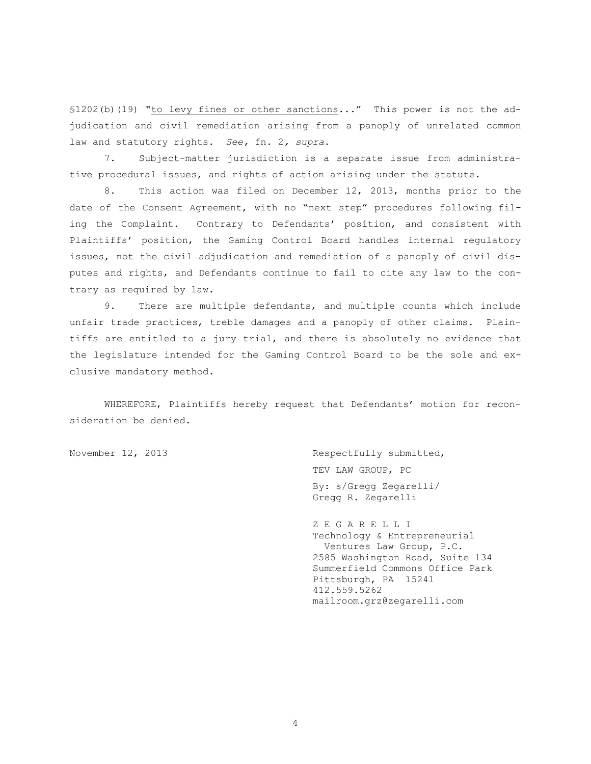§1202(b)(19) "<u>to levy fines or other sanctions</u>..." This power is not the adjudication and civil remediation arising from a panoply of unrelated common law and statutory rights. *See,* fn. 2, *supra*.

7. Subject-matter jurisdiction is a separate issue from administrative procedural issues, and rights of action arising under the statute.

8. This action was filed on December 12, 2013, months prior to the date of the Consent Agreement, with no "next step" procedures following filing the Complaint. Contrary to Defendants' position, and consistent with Plaintiffs' position, the Gaming Control Board handles internal regulatory issues, not the civil adjudication and remediation of a panoply of civil disputes and rights, and Defendants continue to fail to cite any law to the contrary as required by law.

9. There are multiple defendants, and multiple counts which include unfair trade practices, treble damages and a panoply of other claims. Plaintiffs are entitled to a jury trial, and there is absolutely no evidence that the legislature intended for the Gaming Control Board to be the sole and exclusive mandatory method.

WHEREFORE, Plaintiffs hereby request that Defendants' motion for reconsideration be denied.

November 12, 2013

Respectfully submitted,

TEV LAW GROUP, PC

By: s/Gregg Zegarelli/
Gregg R. Zegarelli

Z E G A R E L L I
Technology & Entrepreneurial
Ventures Law Group, P.C.
2585 Washington Road, Suite 134
Summerfield Commons Office Park
Pittsburgh, PA 15241
412.559.5262
mailroom.grz@zegarelli.com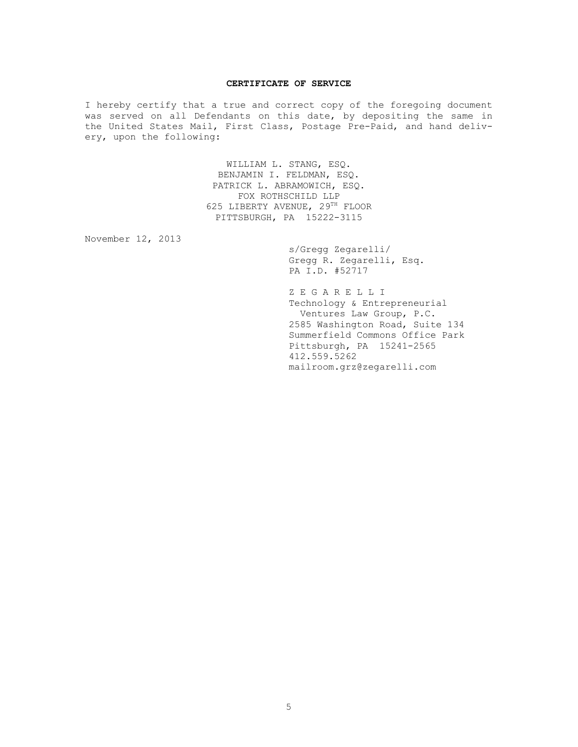**CERTIFICATE OF SERVICE**

I hereby certify that a true and correct copy of the foregoing document was served on all Defendants on this date, by depositing the same in the United States Mail, First Class, Postage Pre-Paid, and hand delivery, upon the following:

WILLIAM L. STANG, ESQ.
BENJAMIN I. FELDMAN, ESQ.
PATRICK L. ABRAMOWICH, ESQ.
FOX ROTHSCHILD LLP
625 LIBERTY AVENUE, 29TH FLOOR
PITTSBURGH, PA 15222-3115

November 12, 2013

s/Gregg Zegarelli/
Gregg R. Zegarelli, Esq.
PA I.D. #52717

Z E G A R E L L I
Technology & Entrepreneurial
Ventures Law Group, P.C.
2585 Washington Road, Suite 134
Summerfield Commons Office Park
Pittsburgh, PA 15241-2565
412.559.5262
mailroom.grz@zegarelli.com